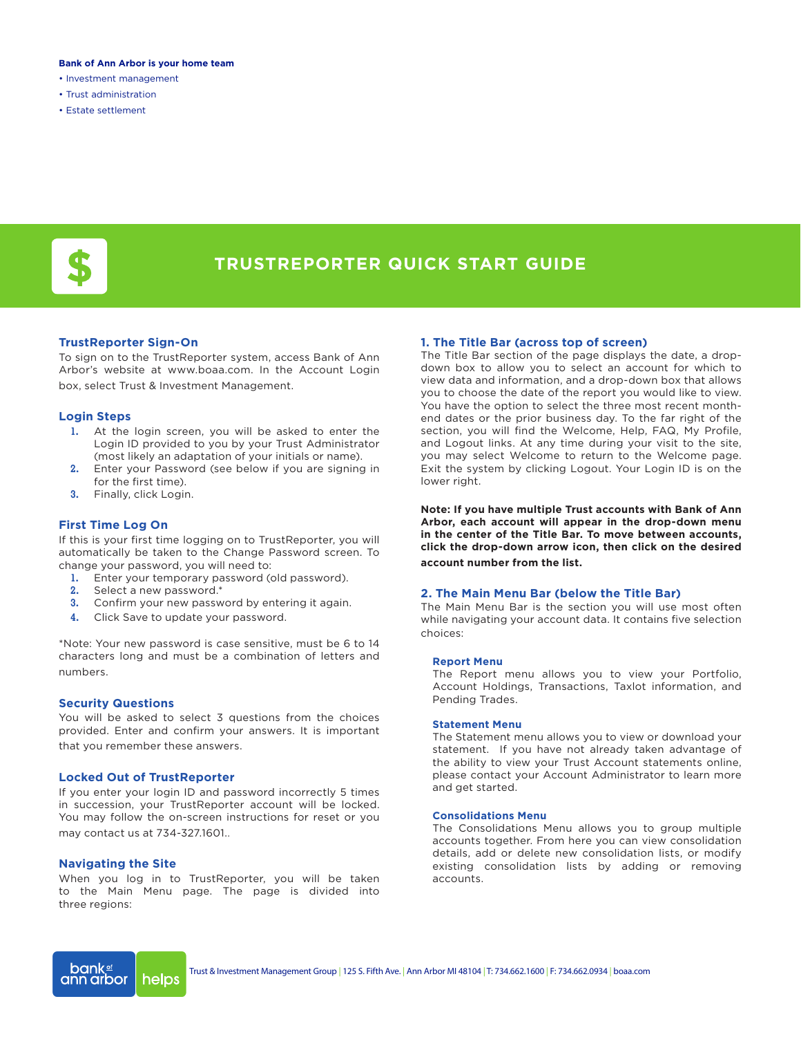**Bank of Ann Arbor is your home team**

- Investment management
- Trust administration
- Estate settlement

# TRUSTREPORTER QUICK START GUIDE

## TrustReporter Sign-On

To sign on to the TrustReporter system, access Bank of Ann Arbor's website at www.boaa.com. In the Account Login box, select Trust & Investment Management.

## Login Steps

1. At the login screen, you will be asked to enter the Login ID provided to you by your Trust Administrator (most likely an adaptation of your initials or name).
2. Enter your Password (see below if you are signing in for the first time).
3. Finally, click Login.

## First Time Log On

If this is your first time logging on to TrustReporter, you will automatically be taken to the Change Password screen. To change your password, you will need to:

1. Enter your temporary password (old password).
2. Select a new password.*
3. Confirm your new password by entering it again.
4. Click Save to update your password.

*Note: Your new password is case sensitive, must be 6 to 14 characters long and must be a combination of letters and numbers.

## Security Questions

You will be asked to select 3 questions from the choices provided. Enter and confirm your answers. It is important that you remember these answers.

## Locked Out of TrustReporter

If you enter your login ID and password incorrectly 5 times in succession, your TrustReporter account will be locked. You may follow the on-screen instructions for reset or you may contact us at 734-327.1601..

## Navigating the Site

When you log in to TrustReporter, you will be taken to the Main Menu page. The page is divided into three regions:

## 1. The Title Bar (across top of screen)

The Title Bar section of the page displays the date, a drop-down box to allow you to select an account for which to view data and information, and a drop-down box that allows you to choose the date of the report you would like to view. You have the option to select the three most recent month-end dates or the prior business day. To the far right of the section, you will find the Welcome, Help, FAQ, My Profile, and Logout links. At any time during your visit to the site, you may select Welcome to return to the Welcome page. Exit the system by clicking Logout. Your Login ID is on the lower right.

**Note: If you have multiple Trust accounts with Bank of Ann Arbor, each account will appear in the drop-down menu in the center of the Title Bar. To move between accounts, click the drop-down arrow icon, then click on the desired account number from the list.**

## 2. The Main Menu Bar (below the Title Bar)

The Main Menu Bar is the section you will use most often while navigating your account data. It contains five selection choices:

### Report Menu

The Report menu allows you to view your Portfolio, Account Holdings, Transactions, Taxlot information, and Pending Trades.

### Statement Menu

The Statement menu allows you to view or download your statement. If you have not already taken advantage of the ability to view your Trust Account statements online, please contact your Account Administrator to learn more and get started.

### Consolidations Menu

The Consolidations Menu allows you to group multiple accounts together. From here you can view consolidation details, add or delete new consolidation lists, or modify existing consolidation lists by adding or removing accounts.

bank of ann arbor helps | Trust & Investment Management Group | 125 S. Fifth Ave. | Ann Arbor MI 48104 | T: 734.662.1600 | F: 734.662.0934 | boaa.com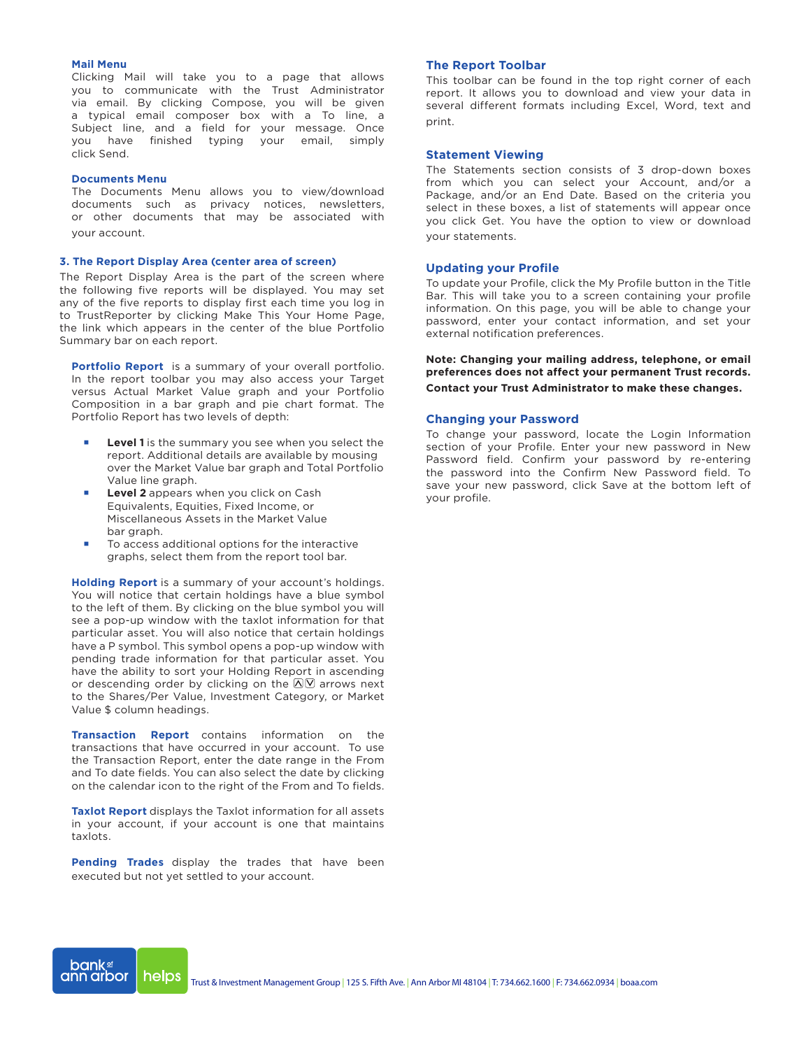### Mail Menu

Clicking Mail will take you to a page that allows you to communicate with the Trust Administrator via email. By clicking Compose, you will be given a typical email composer box with a To line, a Subject line, and a field for your message. Once you have finished typing your email, simply click Send.

### Documents Menu

The Documents Menu allows you to view/download documents such as privacy notices, newsletters, or other documents that may be associated with your account.

## 3. The Report Display Area (center area of screen)

The Report Display Area is the part of the screen where the following five reports will be displayed. You may set any of the five reports to display first each time you log in to TrustReporter by clicking Make This Your Home Page, the link which appears in the center of the blue Portfolio Summary bar on each report.

**Portfolio Report** is a summary of your overall portfolio. In the report toolbar you may also access your Target versus Actual Market Value graph and your Portfolio Composition in a bar graph and pie chart format. The Portfolio Report has two levels of depth:

- **Level 1** is the summary you see when you select the report. Additional details are available by mousing over the Market Value bar graph and Total Portfolio Value line graph.
- **Level 2** appears when you click on Cash Equivalents, Equities, Fixed Income, or Miscellaneous Assets in the Market Value bar graph.
- To access additional options for the interactive graphs, select them from the report tool bar.

**Holding Report** is a summary of your account's holdings. You will notice that certain holdings have a blue symbol to the left of them. By clicking on the blue symbol you will see a pop-up window with the taxlot information for that particular asset. You will also notice that certain holdings have a P symbol. This symbol opens a pop-up window with pending trade information for that particular asset. You have the ability to sort your Holding Report in ascending or descending order by clicking on the ⍓⍌ arrows next to the Shares/Per Value, Investment Category, or Market Value $ column headings.

**Transaction Report** contains information on the transactions that have occurred in your account. To use the Transaction Report, enter the date range in the From and To date fields. You can also select the date by clicking on the calendar icon to the right of the From and To fields.

**Taxlot Report** displays the Taxlot information for all assets in your account, if your account is one that maintains taxlots.

**Pending Trades** display the trades that have been executed but not yet settled to your account.

### The Report Toolbar

This toolbar can be found in the top right corner of each report. It allows you to download and view your data in several different formats including Excel, Word, text and print.

### Statement Viewing

The Statements section consists of 3 drop-down boxes from which you can select your Account, and/or a Package, and/or an End Date. Based on the criteria you select in these boxes, a list of statements will appear once you click Get. You have the option to view or download your statements.

### Updating your Profile

To update your Profile, click the My Profile button in the Title Bar. This will take you to a screen containing your profile information. On this page, you will be able to change your password, enter your contact information, and set your external notification preferences.

**Note: Changing your mailing address, telephone, or email preferences does not affect your permanent Trust records. Contact your Trust Administrator to make these changes.**

### Changing your Password

To change your password, locate the Login Information section of your Profile. Enter your new password in New Password field. Confirm your password by re-entering the password into the Confirm New Password field. To save your new password, click Save at the bottom left of your profile.

bank of ann arbor helps Trust & Investment Management Group | 125 S. Fifth Ave. | Ann Arbor MI 48104 | T: 734.662.1600 | F: 734.662.0934 | boaa.com